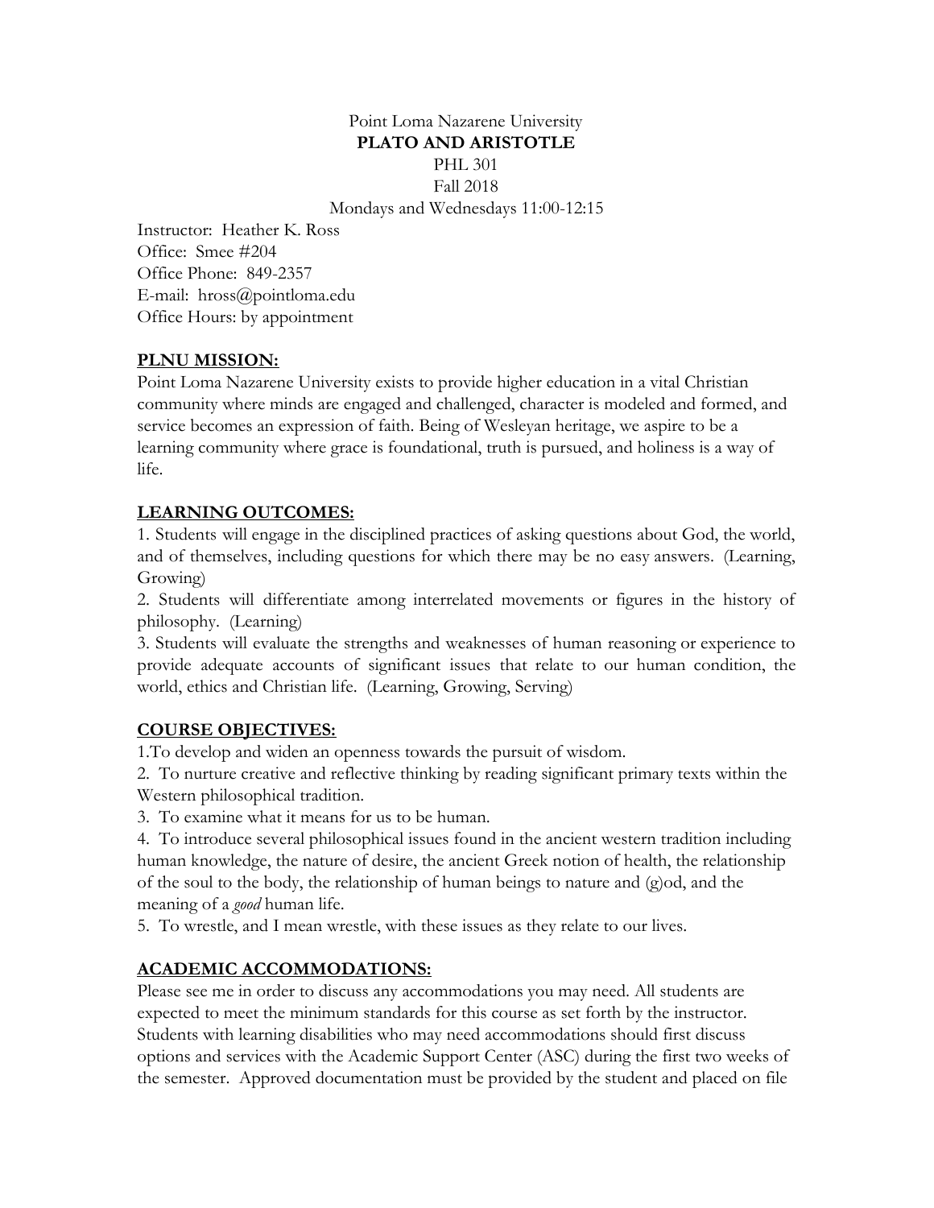Point Loma Nazarene University

**PLATO AND ARISTOTLE**

PHL 301

Fall 2018

Mondays and Wednesdays 11:00-12:15

Instructor: Heather K. Ross
Office: Smee #204
Office Phone: 849-2357
E-mail: hross@pointloma.edu
Office Hours: by appointment

## PLNU MISSION:

Point Loma Nazarene University exists to provide higher education in a vital Christian community where minds are engaged and challenged, character is modeled and formed, and service becomes an expression of faith. Being of Wesleyan heritage, we aspire to be a learning community where grace is foundational, truth is pursued, and holiness is a way of life.

## LEARNING OUTCOMES:

1. Students will engage in the disciplined practices of asking questions about God, the world, and of themselves, including questions for which there may be no easy answers. (Learning, Growing)
2. Students will differentiate among interrelated movements or figures in the history of philosophy. (Learning)
3. Students will evaluate the strengths and weaknesses of human reasoning or experience to provide adequate accounts of significant issues that relate to our human condition, the world, ethics and Christian life. (Learning, Growing, Serving)

## COURSE OBJECTIVES:

1. To develop and widen an openness towards the pursuit of wisdom.
2. To nurture creative and reflective thinking by reading significant primary texts within the Western philosophical tradition.
3. To examine what it means for us to be human.
4. To introduce several philosophical issues found in the ancient western tradition including human knowledge, the nature of desire, the ancient Greek notion of health, the relationship of the soul to the body, the relationship of human beings to nature and (g)od, and the meaning of a *good* human life.
5. To wrestle, and I mean wrestle, with these issues as they relate to our lives.

## ACADEMIC ACCOMMODATIONS:

Please see me in order to discuss any accommodations you may need. All students are expected to meet the minimum standards for this course as set forth by the instructor. Students with learning disabilities who may need accommodations should first discuss options and services with the Academic Support Center (ASC) during the first two weeks of the semester. Approved documentation must be provided by the student and placed on file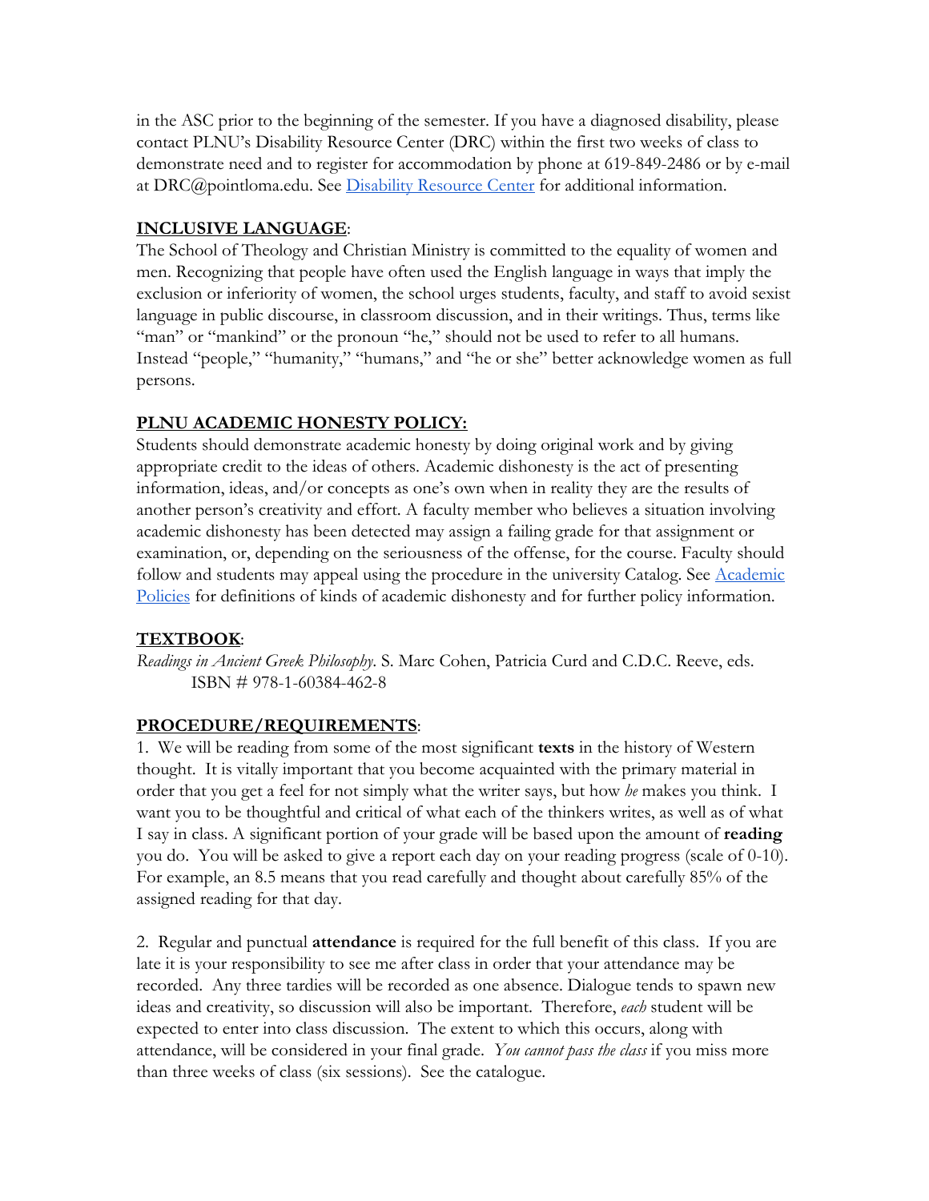in the ASC prior to the beginning of the semester. If you have a diagnosed disability, please contact PLNU's Disability Resource Center (DRC) within the first two weeks of class to demonstrate need and to register for accommodation by phone at 619-849-2486 or by e-mail at DRC@pointloma.edu. See [Disability Resource Center]() for additional information.

## <u>INCLUSIVE LANGUAGE</u>:

The School of Theology and Christian Ministry is committed to the equality of women and men. Recognizing that people have often used the English language in ways that imply the exclusion or inferiority of women, the school urges students, faculty, and staff to avoid sexist language in public discourse, in classroom discussion, and in their writings. Thus, terms like "man" or "mankind" or the pronoun "he," should not be used to refer to all humans. Instead "people," "humanity," "humans," and "he or she" better acknowledge women as full persons.

## <u>PLNU ACADEMIC HONESTY POLICY:</u>

Students should demonstrate academic honesty by doing original work and by giving appropriate credit to the ideas of others. Academic dishonesty is the act of presenting information, ideas, and/or concepts as one's own when in reality they are the results of another person's creativity and effort. A faculty member who believes a situation involving academic dishonesty has been detected may assign a failing grade for that assignment or examination, or, depending on the seriousness of the offense, for the course. Faculty should follow and students may appeal using the procedure in the university Catalog. See [Academic Policies]() for definitions of kinds of academic dishonesty and for further policy information.

## <u>TEXTBOOK</u>:

*Readings in Ancient Greek Philosophy*. S. Marc Cohen, Patricia Curd and C.D.C. Reeve, eds.
ISBN # 978-1-60384-462-8

## <u>PROCEDURE/REQUIREMENTS</u>:

1. We will be reading from some of the most significant **texts** in the history of Western thought. It is vitally important that you become acquainted with the primary material in order that you get a feel for not simply what the writer says, but how *he* makes you think. I want you to be thoughtful and critical of what each of the thinkers writes, as well as of what I say in class. A significant portion of your grade will be based upon the amount of **reading** you do. You will be asked to give a report each day on your reading progress (scale of 0-10). For example, an 8.5 means that you read carefully and thought about carefully 85% of the assigned reading for that day.

2. Regular and punctual **attendance** is required for the full benefit of this class. If you are late it is your responsibility to see me after class in order that your attendance may be recorded. Any three tardies will be recorded as one absence. Dialogue tends to spawn new ideas and creativity, so discussion will also be important. Therefore, *each* student will be expected to enter into class discussion. The extent to which this occurs, along with attendance, will be considered in your final grade. *You cannot pass the class* if you miss more than three weeks of class (six sessions). See the catalogue.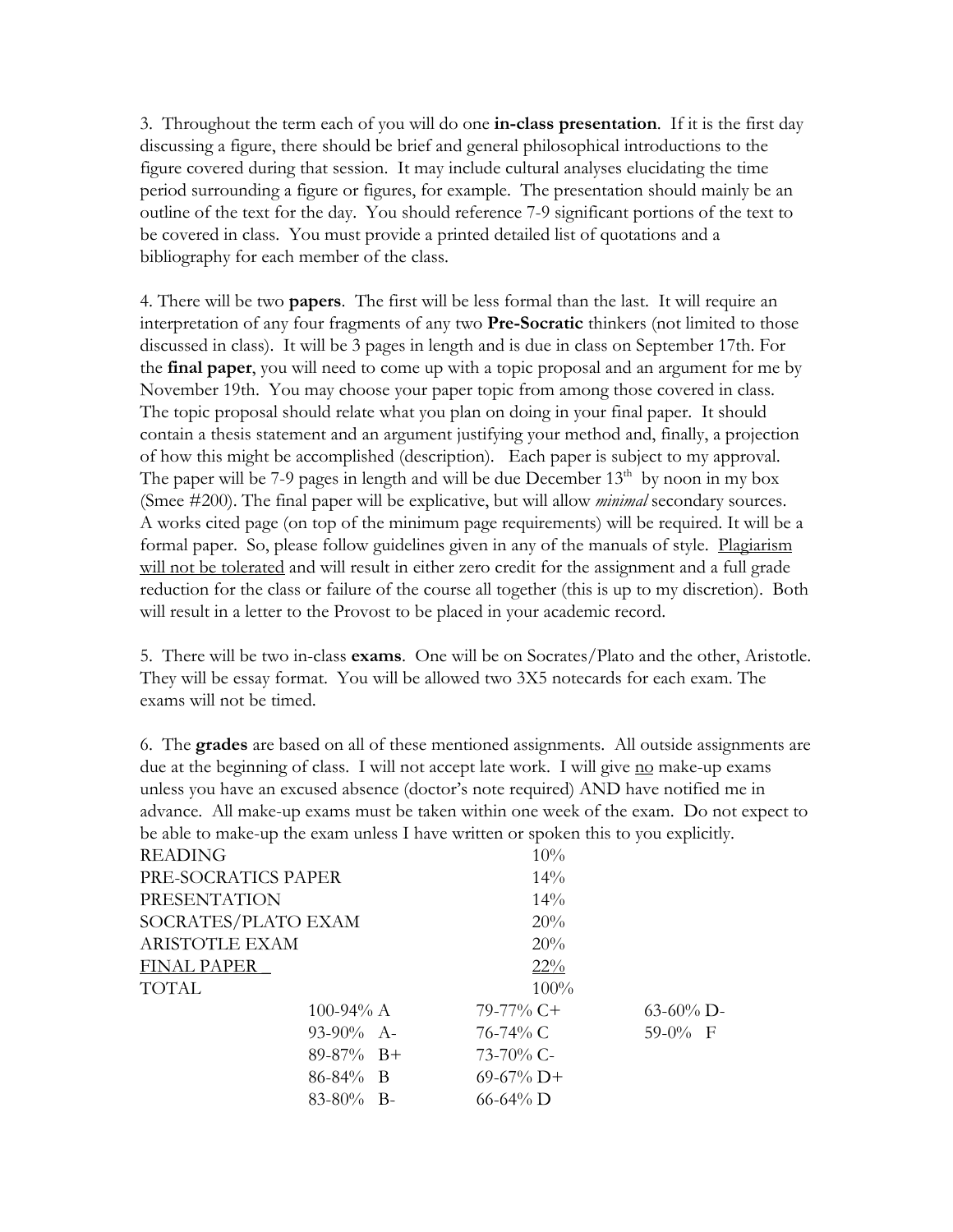3. Throughout the term each of you will do one **in-class presentation**. If it is the first day discussing a figure, there should be brief and general philosophical introductions to the figure covered during that session. It may include cultural analyses elucidating the time period surrounding a figure or figures, for example. The presentation should mainly be an outline of the text for the day. You should reference 7-9 significant portions of the text to be covered in class. You must provide a printed detailed list of quotations and a bibliography for each member of the class.

4. There will be two **papers**. The first will be less formal than the last. It will require an interpretation of any four fragments of any two **Pre-Socratic** thinkers (not limited to those discussed in class). It will be 3 pages in length and is due in class on September 17th. For the **final paper**, you will need to come up with a topic proposal and an argument for me by November 19th. You may choose your paper topic from among those covered in class. The topic proposal should relate what you plan on doing in your final paper. It should contain a thesis statement and an argument justifying your method and, finally, a projection of how this might be accomplished (description). Each paper is subject to my approval. The paper will be 7-9 pages in length and will be due December 13th by noon in my box (Smee #200). The final paper will be explicative, but will allow *minimal* secondary sources. A works cited page (on top of the minimum page requirements) will be required. It will be a formal paper. So, please follow guidelines given in any of the manuals of style. <u>Plagiarism will not be tolerated</u> and will result in either zero credit for the assignment and a full grade reduction for the class or failure of the course all together (this is up to my discretion). Both will result in a letter to the Provost to be placed in your academic record.

5. There will be two in-class **exams**. One will be on Socrates/Plato and the other, Aristotle. They will be essay format. You will be allowed two 3X5 notecards for each exam. The exams will not be timed.

6. The **grades** are based on all of these mentioned assignments. All outside assignments are due at the beginning of class. I will not accept late work. I will give <u>no</u> make-up exams unless you have an excused absence (doctor's note required) AND have notified me in advance. All make-up exams must be taken within one week of the exam. Do not expect to be able to make-up the exam unless I have written or spoken this to you explicitly.

| | |
|---|---|
| READING | 10% |
| PRE-SOCRATICS PAPER | 14% |
| PRESENTATION | 14% |
| SOCRATES/PLATO EXAM | 20% |
| ARISTOTLE EXAM | 20% |
| <u>FINAL PAPER</u> | <u>22%</u> |
| TOTAL | 100% |

| | | |
|---|---|---|
| 100-94% A | 79-77% C+ | 63-60% D- |
| 93-90% A- | 76-74% C | 59-0% F |
| 89-87% B+ | 73-70% C- | |
| 86-84% B | 69-67% D+ | |
| 83-80% B- | 66-64% D | |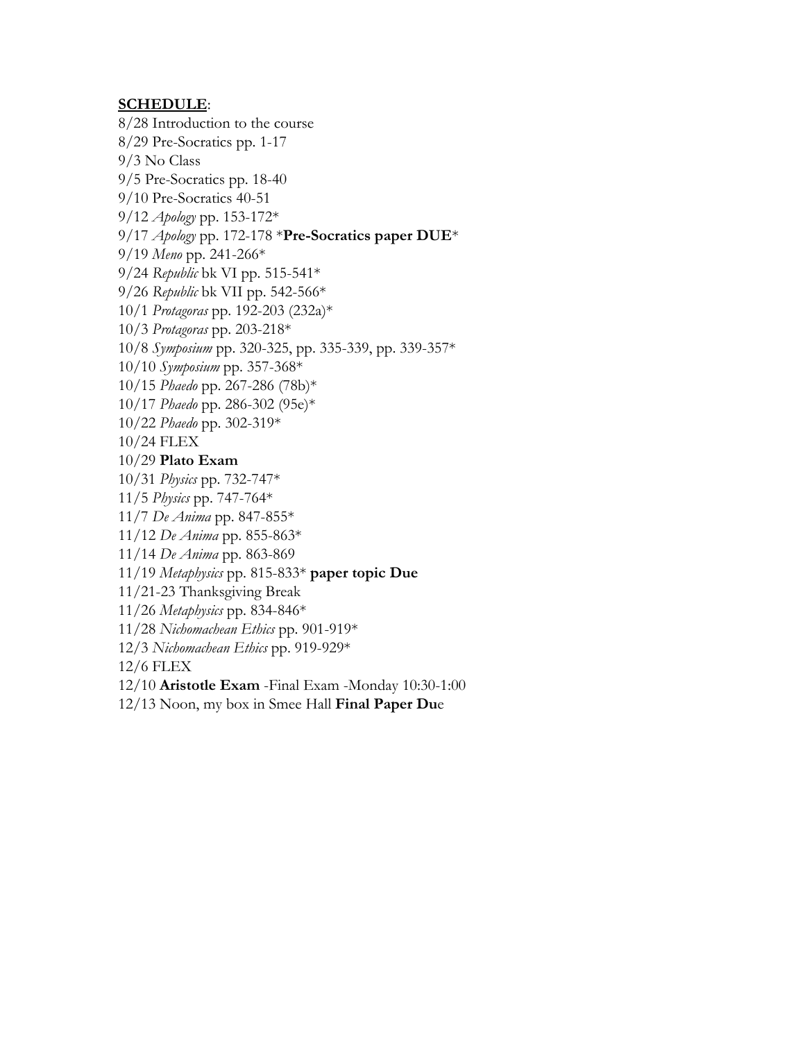<u>**SCHEDULE**</u>:

8/28 Introduction to the course
8/29 Pre-Socratics pp. 1-17
9/3 No Class
9/5 Pre-Socratics pp. 18-40
9/10 Pre-Socratics 40-51
9/12 *Apology* pp. 153-172*
9/17 *Apology* pp. 172-178 ***Pre-Socratics paper DUE***
9/19 *Meno* pp. 241-266*
9/24 *Republic* bk VI pp. 515-541*
9/26 *Republic* bk VII pp. 542-566*
10/1 *Protagoras* pp. 192-203 (232a)*
10/3 *Protagoras* pp. 203-218*
10/8 *Symposium* pp. 320-325, pp. 335-339, pp. 339-357*
10/10 *Symposium* pp. 357-368*
10/15 *Phaedo* pp. 267-286 (78b)*
10/17 *Phaedo* pp. 286-302 (95e)*
10/22 *Phaedo* pp. 302-319*
10/24 FLEX
10/29 **Plato Exam**
10/31 *Physics* pp. 732-747*
11/5 *Physics* pp. 747-764*
11/7 *De Anima* pp. 847-855*
11/12 *De Anima* pp. 855-863*
11/14 *De Anima* pp. 863-869
11/19 *Metaphysics* pp. 815-833* **paper topic Due**
11/21-23 Thanksgiving Break
11/26 *Metaphysics* pp. 834-846*
11/28 *Nichomachean Ethics* pp. 901-919*
12/3 *Nichomachean Ethics* pp. 919-929*
12/6 FLEX
12/10 **Aristotle Exam** -Final Exam -Monday 10:30-1:00
12/13 Noon, my box in Smee Hall **Final Paper Du**e